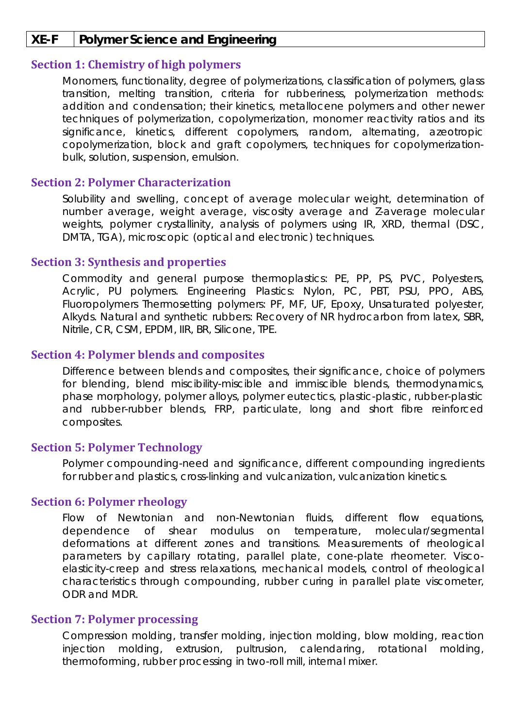| XE-F | Polymer Science and Engineering |
| --- | --- |

## Section 1: Chemistry of high polymers

Monomers, functionality, degree of polymerizations, classification of polymers, glass transition, melting transition, criteria for rubberiness, polymerization methods: addition and condensation; their kinetics, metallocene polymers and other newer techniques of polymerization, copolymerization, monomer reactivity ratios and its significance, kinetics, different copolymers, random, alternating, azeotropic copolymerization, block and graft copolymers, techniques for copolymerization-bulk, solution, suspension, emulsion.

## Section 2: Polymer Characterization

Solubility and swelling, concept of average molecular weight, determination of number average, weight average, viscosity average and Z-average molecular weights, polymer crystallinity, analysis of polymers using IR, XRD, thermal (DSC, DMTA, TGA), microscopic (optical and electronic) techniques.

## Section 3: Synthesis and properties

Commodity and general purpose thermoplastics: PE, PP, PS, PVC, Polyesters, Acrylic, PU polymers. Engineering Plastics: Nylon, PC, PBT, PSU, PPO, ABS, Fluoropolymers Thermosetting polymers: PF, MF, UF, Epoxy, Unsaturated polyester, Alkyds. Natural and synthetic rubbers: Recovery of NR hydrocarbon from latex, SBR, Nitrile, CR, CSM, EPDM, IIR, BR, Silicone, TPE.

## Section 4: Polymer blends and composites

Difference between blends and composites, their significance, choice of polymers for blending, blend miscibility-miscible and immiscible blends, thermodynamics, phase morphology, polymer alloys, polymer eutectics, plastic-plastic, rubber-plastic and rubber-rubber blends, FRP, particulate, long and short fibre reinforced composites.

## Section 5: Polymer Technology

Polymer compounding-need and significance, different compounding ingredients for rubber and plastics, cross-linking and vulcanization, vulcanization kinetics.

## Section 6: Polymer rheology

Flow of Newtonian and non-Newtonian fluids, different flow equations, dependence of shear modulus on temperature, molecular/segmental deformations at different zones and transitions. Measurements of rheological parameters by capillary rotating, parallel plate, cone-plate rheometer. Visco-elasticity-creep and stress relaxations, mechanical models, control of rheological characteristics through compounding, rubber curing in parallel plate viscometer, ODR and MDR.

## Section 7: Polymer processing

Compression molding, transfer molding, injection molding, blow molding, reaction injection molding, extrusion, pultrusion, calendaring, rotational molding, thermoforming, rubber processing in two-roll mill, internal mixer.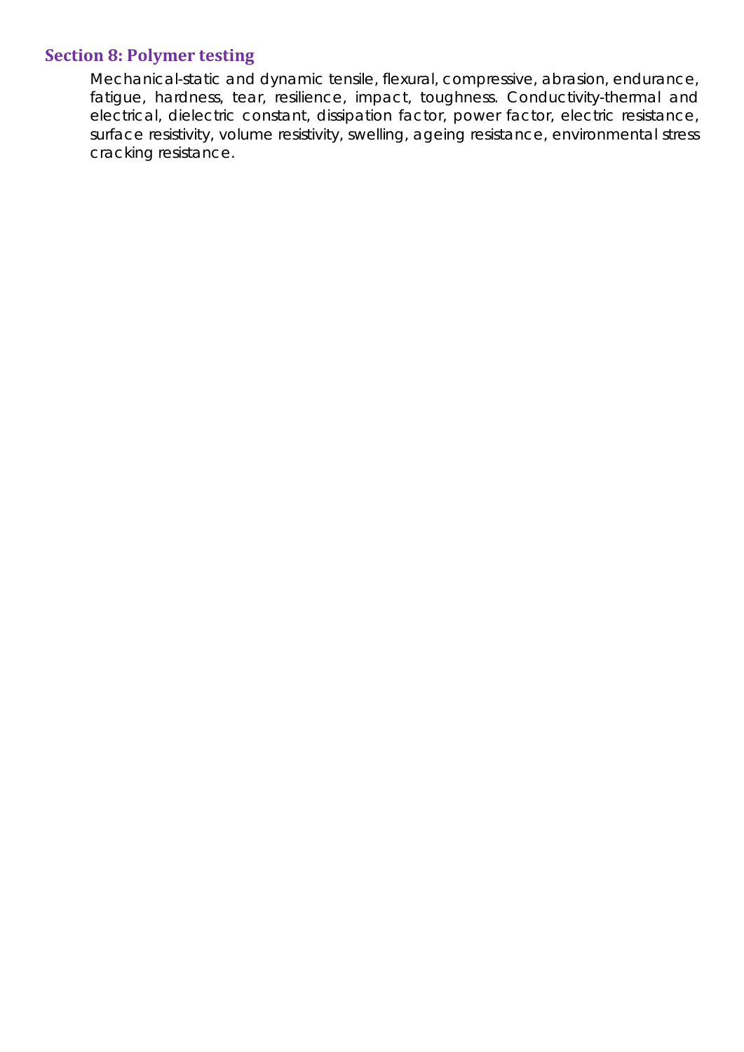## Section 8: Polymer testing

Mechanical-static and dynamic tensile, flexural, compressive, abrasion, endurance, fatigue, hardness, tear, resilience, impact, toughness. Conductivity-thermal and electrical, dielectric constant, dissipation factor, power factor, electric resistance, surface resistivity, volume resistivity, swelling, ageing resistance, environmental stress cracking resistance.